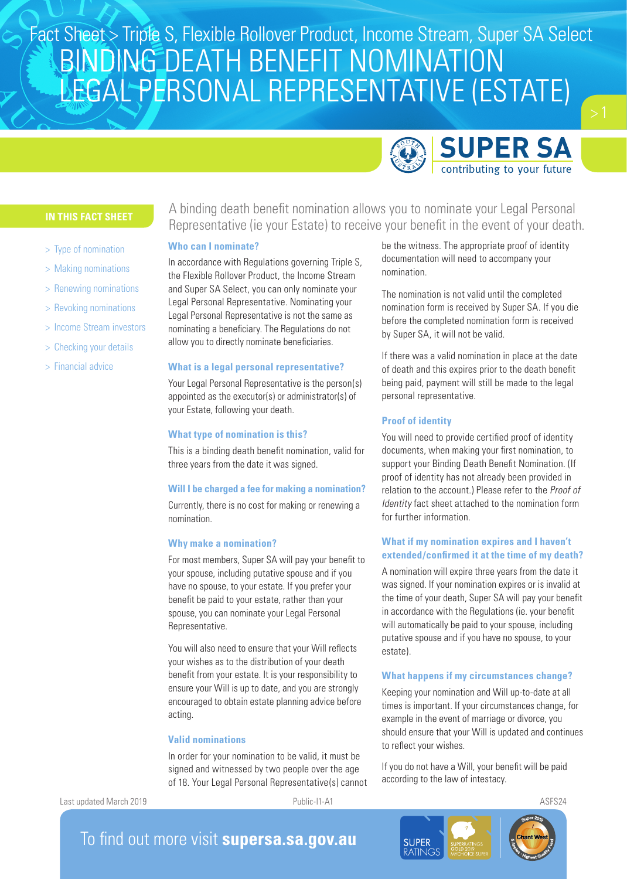Fact Sheet > Triple S, Flexible Rollover Product, Income Stream, Super SA Select

# BINDING DEATH BENEFIT NOMINATION LEGAL PERSONAL REPRESENTATIVE (ESTATE)

**IN THIS FACT SHEET**

- > Type of nomination
- > Making nominations
- > Renewing nominations
- > Revoking nominations
- > Income Stream investors
- > Checking your details
- > Financial advice

A binding death benefit nomination allows you to nominate your Legal Personal Representative (ie your Estate) to receive your benefit in the event of your death.

### Who can I nominate?

In accordance with Regulations governing Triple S, the Flexible Rollover Product, the Income Stream and Super SA Select, you can only nominate your Legal Personal Representative. Nominating your Legal Personal Representative is not the same as nominating a beneficiary. The Regulations do not allow you to directly nominate beneficiaries.

### What is a legal personal representative?

Your Legal Personal Representative is the person(s) appointed as the executor(s) or administrator(s) of your Estate, following your death.

### What type of nomination is this?

This is a binding death benefit nomination, valid for three years from the date it was signed.

### Will I be charged a fee for making a nomination?

Currently, there is no cost for making or renewing a nomination.

### Why make a nomination?

For most members, Super SA will pay your benefit to your spouse, including putative spouse and if you have no spouse, to your estate. If you prefer your benefit be paid to your estate, rather than your spouse, you can nominate your Legal Personal Representative.

You will also need to ensure that your Will reflects your wishes as to the distribution of your death benefit from your estate. It is your responsibility to ensure your Will is up to date, and you are strongly encouraged to obtain estate planning advice before acting.

### Valid nominations

In order for your nomination to be valid, it must be signed and witnessed by two people over the age of 18. Your Legal Personal Representative(s) cannot be the witness. The appropriate proof of identity documentation will need to accompany your nomination.

The nomination is not valid until the completed nomination form is received by Super SA. If you die before the completed nomination form is received by Super SA, it will not be valid.

If there was a valid nomination in place at the date of death and this expires prior to the death benefit being paid, payment will still be made to the legal personal representative.

### Proof of identity

You will need to provide certified proof of identity documents, when making your first nomination, to support your Binding Death Benefit Nomination. (If proof of identity has not already been provided in relation to the account.) Please refer to the *Proof of Identity* fact sheet attached to the nomination form for further information.

### What if my nomination expires and I haven't extended/confirmed it at the time of my death?

A nomination will expire three years from the date it was signed. If your nomination expires or is invalid at the time of your death, Super SA will pay your benefit in accordance with the Regulations (ie. your benefit will automatically be paid to your spouse, including putative spouse and if you have no spouse, to your estate).

### What happens if my circumstances change?

Keeping your nomination and Will up-to-date at all times is important. If your circumstances change, for example in the event of marriage or divorce, you should ensure that your Will is updated and continues to reflect your wishes.

If you do not have a Will, your benefit will be paid according to the law of intestacy.

Last updated March 2019 Public-I1-A1 ASFS24

To find out more visit **supersa.sa.gov.au**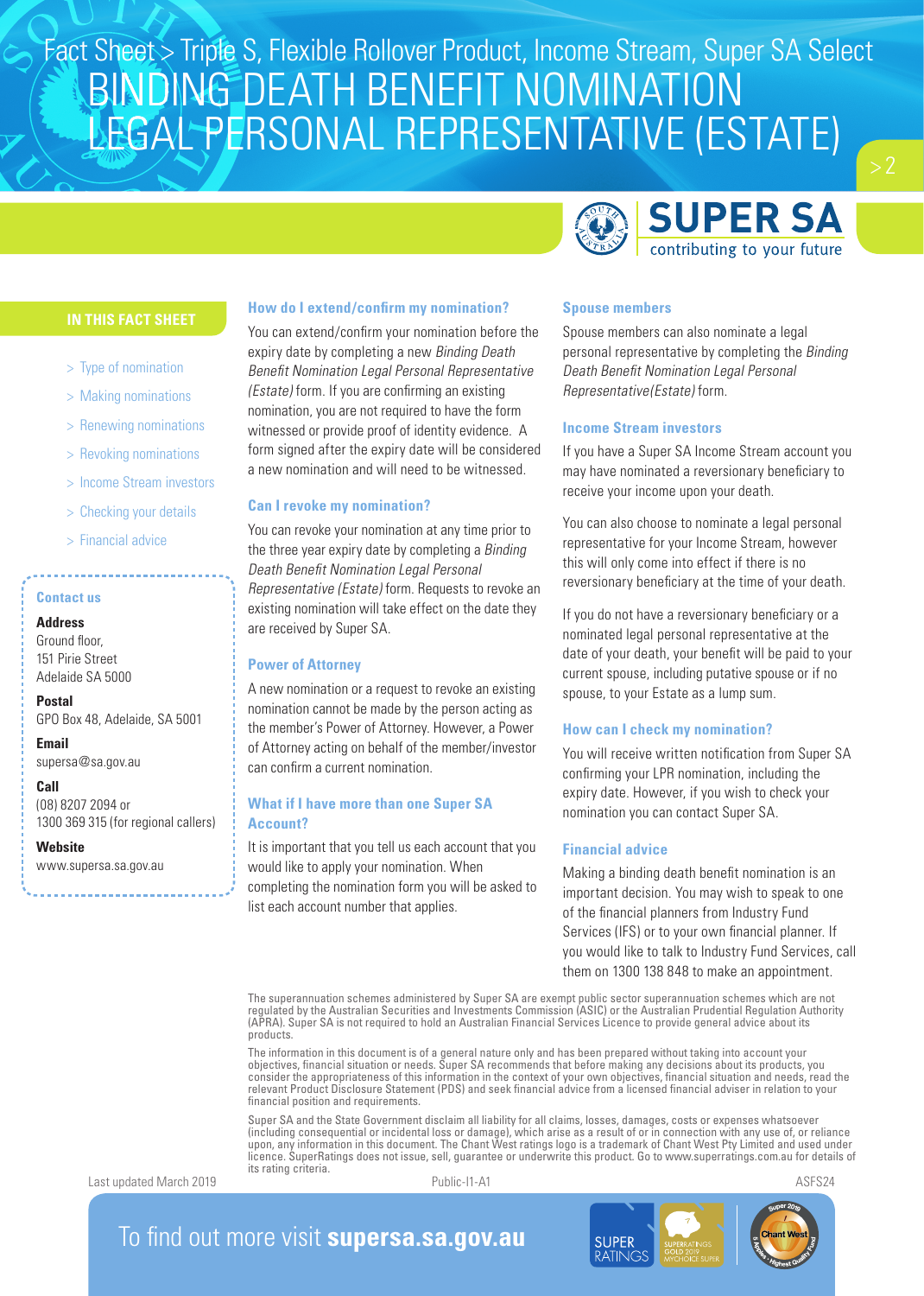Fact Sheet > Triple S, Flexible Rollover Product, Income Stream, Super SA Select

# BINDING DEATH BENEFIT NOMINATION LEGAL PERSONAL REPRESENTATIVE (ESTATE)

SUPER SA
contributing to your future

## IN THIS FACT SHEET

- > Type of nomination
- > Making nominations
- > Renewing nominations
- > Revoking nominations
- > Income Stream investors
- > Checking your details
- > Financial advice

### Contact us

**Address**
Ground floor,
151 Pirie Street
Adelaide SA 5000

**Postal**
GPO Box 48, Adelaide, SA 5001

**Email**
supersa@sa.gov.au

**Call**
(08) 8207 2094 or
1300 369 315 (for regional callers)

**Website**
www.supersa.sa.gov.au

## How do I extend/confirm my nomination?

You can extend/confirm your nomination before the expiry date by completing a new *Binding Death Benefit Nomination Legal Personal Representative (Estate)* form. If you are confirming an existing nomination, you are not required to have the form witnessed or provide proof of identity evidence. A form signed after the expiry date will be considered a new nomination and will need to be witnessed.

## Can I revoke my nomination?

You can revoke your nomination at any time prior to the three year expiry date by completing a *Binding Death Benefit Nomination Legal Personal Representative (Estate)* form. Requests to revoke an existing nomination will take effect on the date they are received by Super SA.

## Power of Attorney

A new nomination or a request to revoke an existing nomination cannot be made by the person acting as the member's Power of Attorney. However, a Power of Attorney acting on behalf of the member/investor can confirm a current nomination.

## What if I have more than one Super SA Account?

It is important that you tell us each account that you would like to apply your nomination. When completing the nomination form you will be asked to list each account number that applies.

## Spouse members

Spouse members can also nominate a legal personal representative by completing the *Binding Death Benefit Nomination Legal Personal Representative(Estate)* form.

## Income Stream investors

If you have a Super SA Income Stream account you may have nominated a reversionary beneficiary to receive your income upon your death.

You can also choose to nominate a legal personal representative for your Income Stream, however this will only come into effect if there is no reversionary beneficiary at the time of your death.

If you do not have a reversionary beneficiary or a nominated legal personal representative at the date of your death, your benefit will be paid to your current spouse, including putative spouse or if no spouse, to your Estate as a lump sum.

## How can I check my nomination?

You will receive written notification from Super SA confirming your LPR nomination, including the expiry date. However, if you wish to check your nomination you can contact Super SA.

## Financial advice

Making a binding death benefit nomination is an important decision. You may wish to speak to one of the financial planners from Industry Fund Services (IFS) or to your own financial planner. If you would like to talk to Industry Fund Services, call them on 1300 138 848 to make an appointment.

The superannuation schemes administered by Super SA are exempt public sector superannuation schemes which are not regulated by the Australian Securities and Investments Commission (ASIC) or the Australian Prudential Regulation Authority (APRA). Super SA is not required to hold an Australian Financial Services Licence to provide general advice about its products.

The information in this document is of a general nature only and has been prepared without taking into account your objectives, financial situation or needs. Super SA recommends that before making any decisions about its products, you consider the appropriateness of this information in the context of your own objectives, financial situation and needs, read the relevant Product Disclosure Statement (PDS) and seek financial advice from a licensed financial adviser in relation to your financial position and requirements.

Super SA and the State Government disclaim all liability for all claims, losses, damages, costs or expenses whatsoever (including consequential or incidental loss or damage), which arise as a result of or in connection with any use of, or reliance upon, any information in this document. The Chant West ratings logo is a trademark of Chant West Pty Limited and used under licence. SuperRatings does not issue, sell, guarantee or underwrite this product. Go to www.superratings.com.au for details of its rating criteria.

Last updated March 2019 Public-I1-A1 ASFS24

To find out more visit **supersa.sa.gov.au**